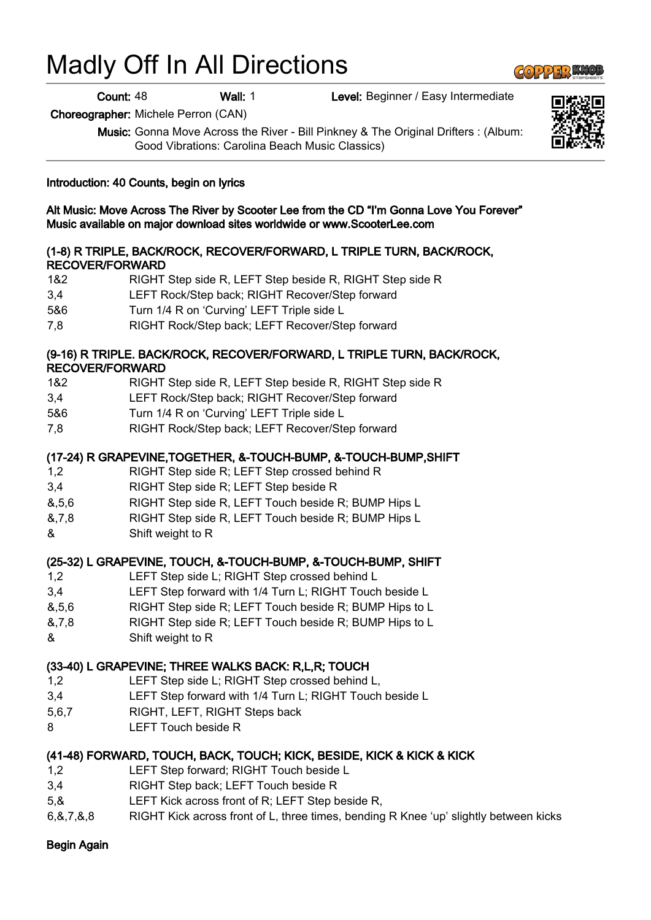# Madly Off In All Directions

**Count:** 48 **Wall:** 1 **Level:** Beginner / Easy Intermediate

**Choreographer:** Michele Perron (CAN)

**Music:** Gonna Move Across the River - Bill Pinkney & The Original Drifters : (Album: Good Vibrations: Carolina Beach Music Classics)

**Introduction: 40 Counts, begin on lyrics**

**Alt Music: Move Across The River by Scooter Lee from the CD "I'm Gonna Love You Forever"**
**Music available on major download sites worldwide or www.ScooterLee.com**

**(1-8) R TRIPLE, BACK/ROCK, RECOVER/FORWARD, L TRIPLE TURN, BACK/ROCK, RECOVER/FORWARD**

| | |
|---|---|
| 1&2 | RIGHT Step side R, LEFT Step beside R, RIGHT Step side R |
| 3,4 | LEFT Rock/Step back; RIGHT Recover/Step forward |
| 5&6 | Turn 1/4 R on 'Curving' LEFT Triple side L |
| 7,8 | RIGHT Rock/Step back; LEFT Recover/Step forward |

**(9-16) R TRIPLE. BACK/ROCK, RECOVER/FORWARD, L TRIPLE TURN, BACK/ROCK, RECOVER/FORWARD**

| | |
|---|---|
| 1&2 | RIGHT Step side R, LEFT Step beside R, RIGHT Step side R |
| 3,4 | LEFT Rock/Step back; RIGHT Recover/Step forward |
| 5&6 | Turn 1/4 R on 'Curving' LEFT Triple side L |
| 7,8 | RIGHT Rock/Step back; LEFT Recover/Step forward |

**(17-24) R GRAPEVINE,TOGETHER, &-TOUCH-BUMP, &-TOUCH-BUMP,SHIFT**

| | |
|---|---|
| 1,2 | RIGHT Step side R; LEFT Step crossed behind R |
| 3,4 | RIGHT Step side R; LEFT Step beside R |
| &,5,6 | RIGHT Step side R, LEFT Touch beside R; BUMP Hips L |
| &,7,8 | RIGHT Step side R, LEFT Touch beside R; BUMP Hips L |
| & | Shift weight to R |

**(25-32) L GRAPEVINE, TOUCH, &-TOUCH-BUMP, &-TOUCH-BUMP, SHIFT**

| | |
|---|---|
| 1,2 | LEFT Step side L; RIGHT Step crossed behind L |
| 3,4 | LEFT Step forward with 1/4 Turn L; RIGHT Touch beside L |
| &,5,6 | RIGHT Step side R; LEFT Touch beside R; BUMP Hips to L |
| &,7,8 | RIGHT Step side R; LEFT Touch beside R; BUMP Hips to L |
| & | Shift weight to R |

**(33-40) L GRAPEVINE; THREE WALKS BACK: R,L,R; TOUCH**

| | |
|---|---|
| 1,2 | LEFT Step side L; RIGHT Step crossed behind L, |
| 3,4 | LEFT Step forward with 1/4 Turn L; RIGHT Touch beside L |
| 5,6,7 | RIGHT, LEFT, RIGHT Steps back |
| 8 | LEFT Touch beside R |

**(41-48) FORWARD, TOUCH, BACK, TOUCH; KICK, BESIDE, KICK & KICK & KICK**

| | |
|---|---|
| 1,2 | LEFT Step forward; RIGHT Touch beside L |
| 3,4 | RIGHT Step back; LEFT Touch beside R |
| 5,& | LEFT Kick across front of R; LEFT Step beside R, |
| 6,&,7,&,8 | RIGHT Kick across front of L, three times, bending R Knee 'up' slightly between kicks |

**Begin Again**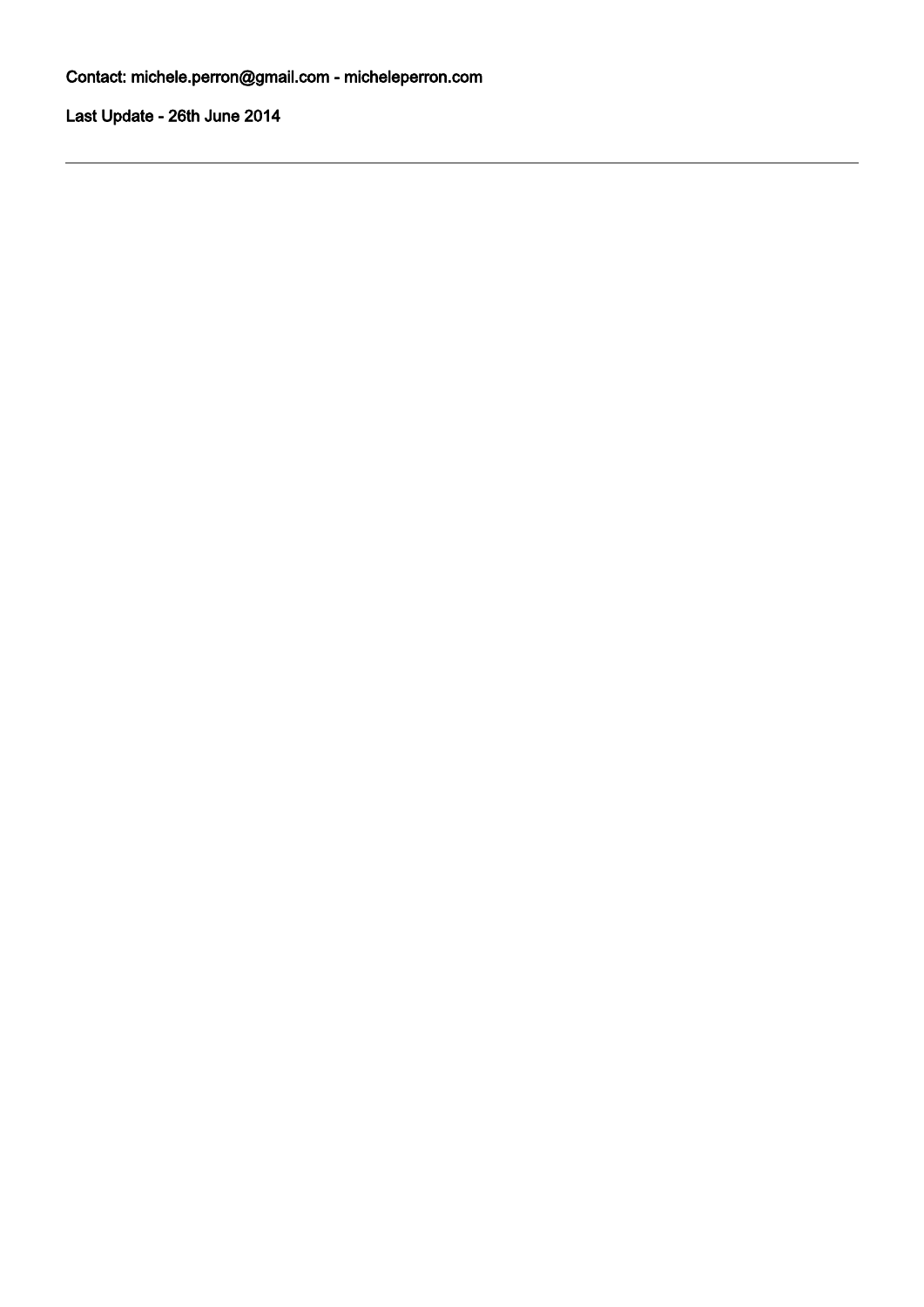Contact: michele.perron@gmail.com - micheleperron.com

Last Update - 26th June 2014

---